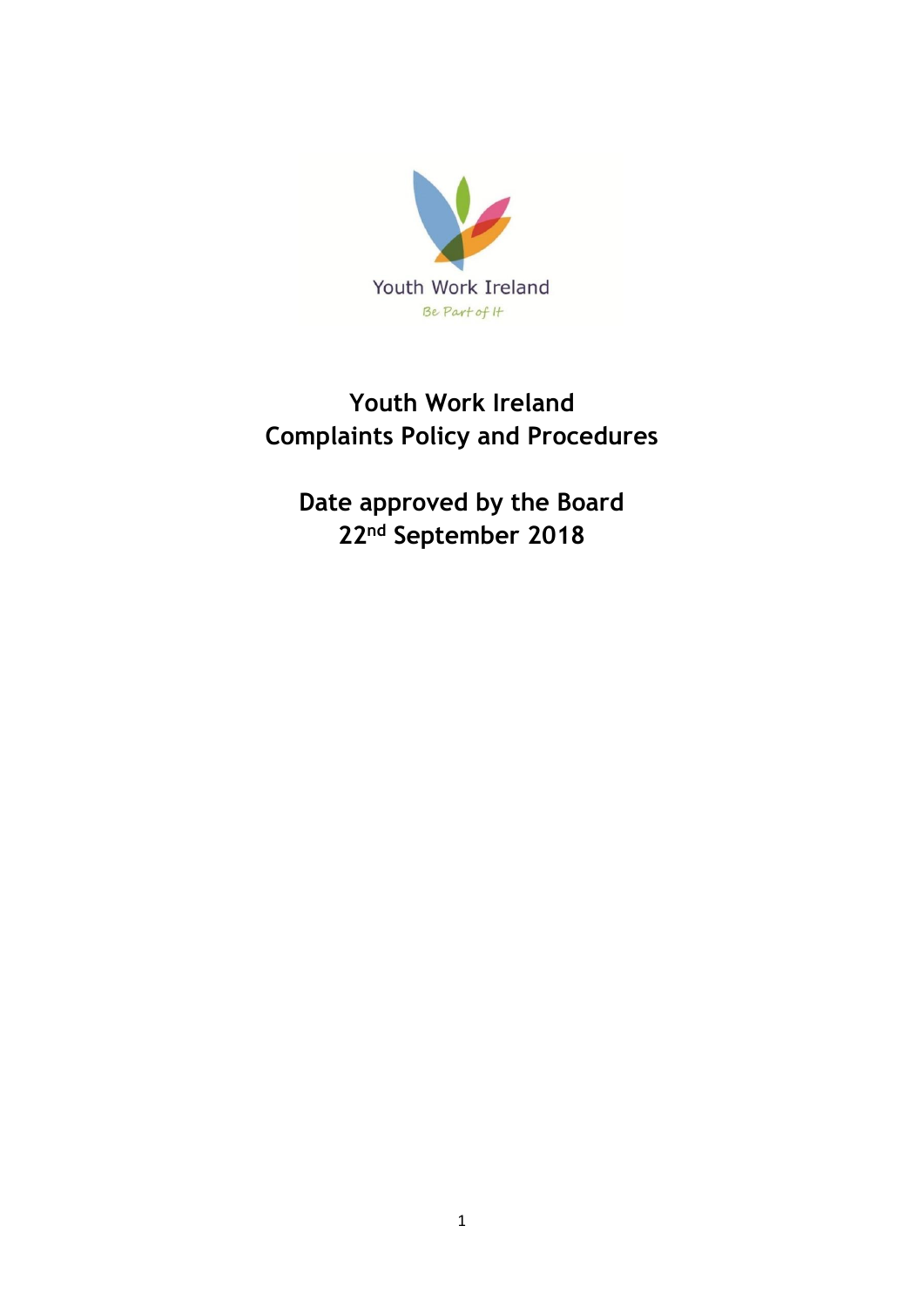Youth Work Ireland

*Be Part of It*

# Youth Work Ireland
# Complaints Policy and Procedures

## Date approved by the Board
## 22nd September 2018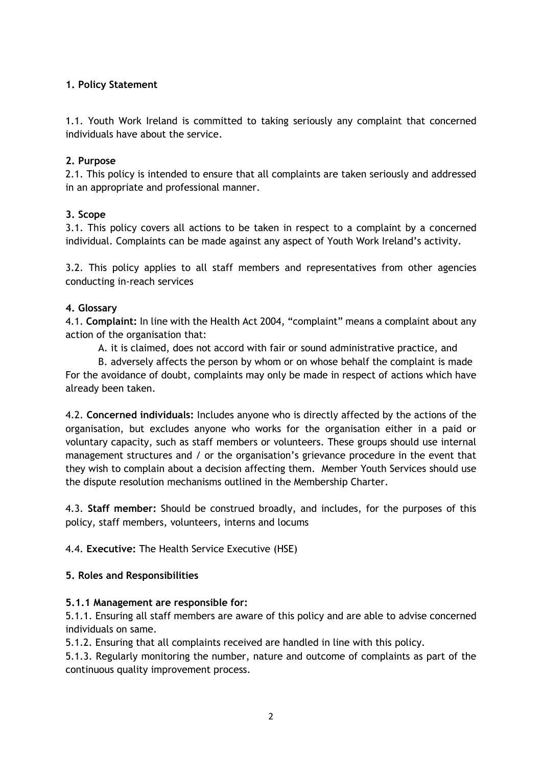## 1. Policy Statement

1.1. Youth Work Ireland is committed to taking seriously any complaint that concerned individuals have about the service.

## 2. Purpose

2.1. This policy is intended to ensure that all complaints are taken seriously and addressed in an appropriate and professional manner.

## 3. Scope

3.1. This policy covers all actions to be taken in respect to a complaint by a concerned individual. Complaints can be made against any aspect of Youth Work Ireland's activity.

3.2. This policy applies to all staff members and representatives from other agencies conducting in-reach services

## 4. Glossary

4.1. **Complaint:** In line with the Health Act 2004, "complaint" means a complaint about any action of the organisation that:

A. it is claimed, does not accord with fair or sound administrative practice, and

B. adversely affects the person by whom or on whose behalf the complaint is made

For the avoidance of doubt, complaints may only be made in respect of actions which have already been taken.

4.2. **Concerned individuals:** Includes anyone who is directly affected by the actions of the organisation, but excludes anyone who works for the organisation either in a paid or voluntary capacity, such as staff members or volunteers. These groups should use internal management structures and / or the organisation's grievance procedure in the event that they wish to complain about a decision affecting them. Member Youth Services should use the dispute resolution mechanisms outlined in the Membership Charter.

4.3. **Staff member:** Should be construed broadly, and includes, for the purposes of this policy, staff members, volunteers, interns and locums

4.4. **Executive:** The Health Service Executive (HSE)

## 5. Roles and Responsibilities

### 5.1.1 Management are responsible for:

5.1.1. Ensuring all staff members are aware of this policy and are able to advise concerned individuals on same.

5.1.2. Ensuring that all complaints received are handled in line with this policy.

5.1.3. Regularly monitoring the number, nature and outcome of complaints as part of the continuous quality improvement process.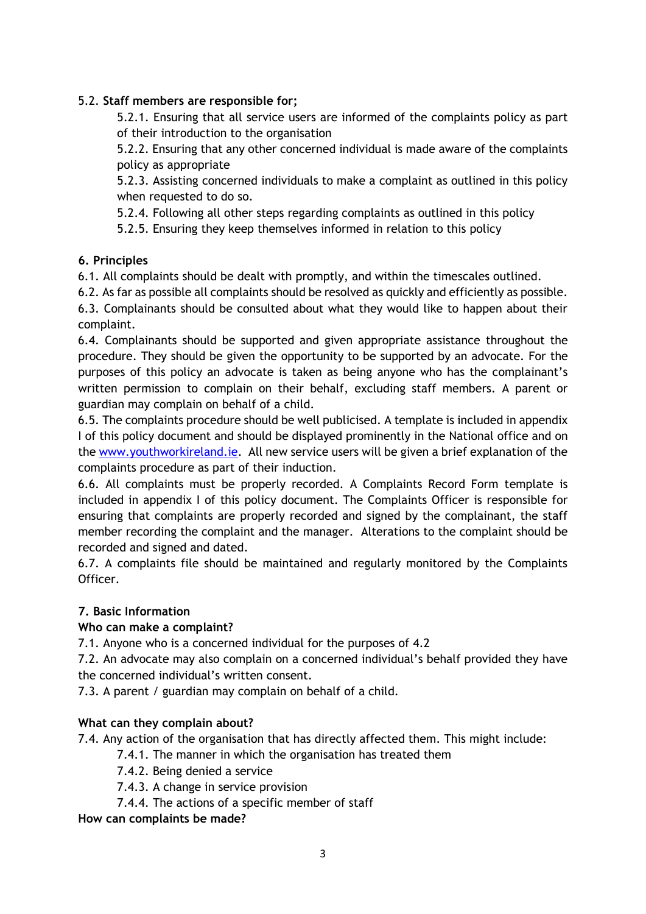5.2. **Staff members are responsible for;**

5.2.1. Ensuring that all service users are informed of the complaints policy as part of their introduction to the organisation

5.2.2. Ensuring that any other concerned individual is made aware of the complaints policy as appropriate

5.2.3. Assisting concerned individuals to make a complaint as outlined in this policy when requested to do so.

5.2.4. Following all other steps regarding complaints as outlined in this policy

5.2.5. Ensuring they keep themselves informed in relation to this policy

## 6. Principles

6.1. All complaints should be dealt with promptly, and within the timescales outlined.

6.2. As far as possible all complaints should be resolved as quickly and efficiently as possible.

6.3. Complainants should be consulted about what they would like to happen about their complaint.

6.4. Complainants should be supported and given appropriate assistance throughout the procedure. They should be given the opportunity to be supported by an advocate. For the purposes of this policy an advocate is taken as being anyone who has the complainant's written permission to complain on their behalf, excluding staff members. A parent or guardian may complain on behalf of a child.

6.5. The complaints procedure should be well publicised. A template is included in appendix I of this policy document and should be displayed prominently in the National office and on the [www.youthworkireland.ie](www.youthworkireland.ie). All new service users will be given a brief explanation of the complaints procedure as part of their induction.

6.6. All complaints must be properly recorded. A Complaints Record Form template is included in appendix I of this policy document. The Complaints Officer is responsible for ensuring that complaints are properly recorded and signed by the complainant, the staff member recording the complaint and the manager. Alterations to the complaint should be recorded and signed and dated.

6.7. A complaints file should be maintained and regularly monitored by the Complaints Officer.

## 7. Basic Information

**Who can make a complaint?**

7.1. Anyone who is a concerned individual for the purposes of 4.2

7.2. An advocate may also complain on a concerned individual's behalf provided they have the concerned individual's written consent.

7.3. A parent / guardian may complain on behalf of a child.

**What can they complain about?**

7.4. Any action of the organisation that has directly affected them. This might include:

7.4.1. The manner in which the organisation has treated them

7.4.2. Being denied a service

7.4.3. A change in service provision

7.4.4. The actions of a specific member of staff

**How can complaints be made?**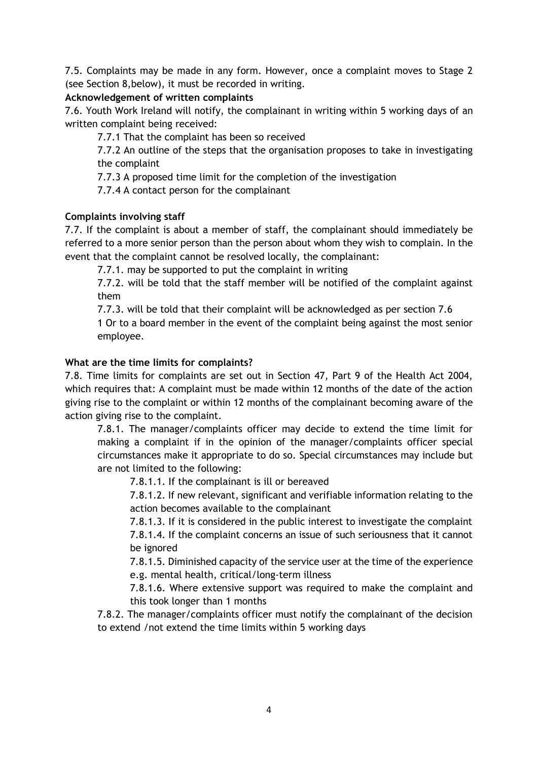7.5. Complaints may be made in any form. However, once a complaint moves to Stage 2 (see Section 8,below), it must be recorded in writing.

**Acknowledgement of written complaints**

7.6. Youth Work Ireland will notify, the complainant in writing within 5 working days of an written complaint being received:

7.7.1 That the complaint has been so received

7.7.2 An outline of the steps that the organisation proposes to take in investigating the complaint

7.7.3 A proposed time limit for the completion of the investigation

7.7.4 A contact person for the complainant

**Complaints involving staff**

7.7. If the complaint is about a member of staff, the complainant should immediately be referred to a more senior person than the person about whom they wish to complain. In the event that the complaint cannot be resolved locally, the complainant:

7.7.1. may be supported to put the complaint in writing

7.7.2. will be told that the staff member will be notified of the complaint against them

7.7.3. will be told that their complaint will be acknowledged as per section 7.6

1 Or to a board member in the event of the complaint being against the most senior employee.

**What are the time limits for complaints?**

7.8. Time limits for complaints are set out in Section 47, Part 9 of the Health Act 2004, which requires that: A complaint must be made within 12 months of the date of the action giving rise to the complaint or within 12 months of the complainant becoming aware of the action giving rise to the complaint.

7.8.1. The manager/complaints officer may decide to extend the time limit for making a complaint if in the opinion of the manager/complaints officer special circumstances make it appropriate to do so. Special circumstances may include but are not limited to the following:

7.8.1.1. If the complainant is ill or bereaved

7.8.1.2. If new relevant, significant and verifiable information relating to the action becomes available to the complainant

7.8.1.3. If it is considered in the public interest to investigate the complaint

7.8.1.4. If the complaint concerns an issue of such seriousness that it cannot be ignored

7.8.1.5. Diminished capacity of the service user at the time of the experience e.g. mental health, critical/long-term illness

7.8.1.6. Where extensive support was required to make the complaint and this took longer than 1 months

7.8.2. The manager/complaints officer must notify the complainant of the decision to extend /not extend the time limits within 5 working days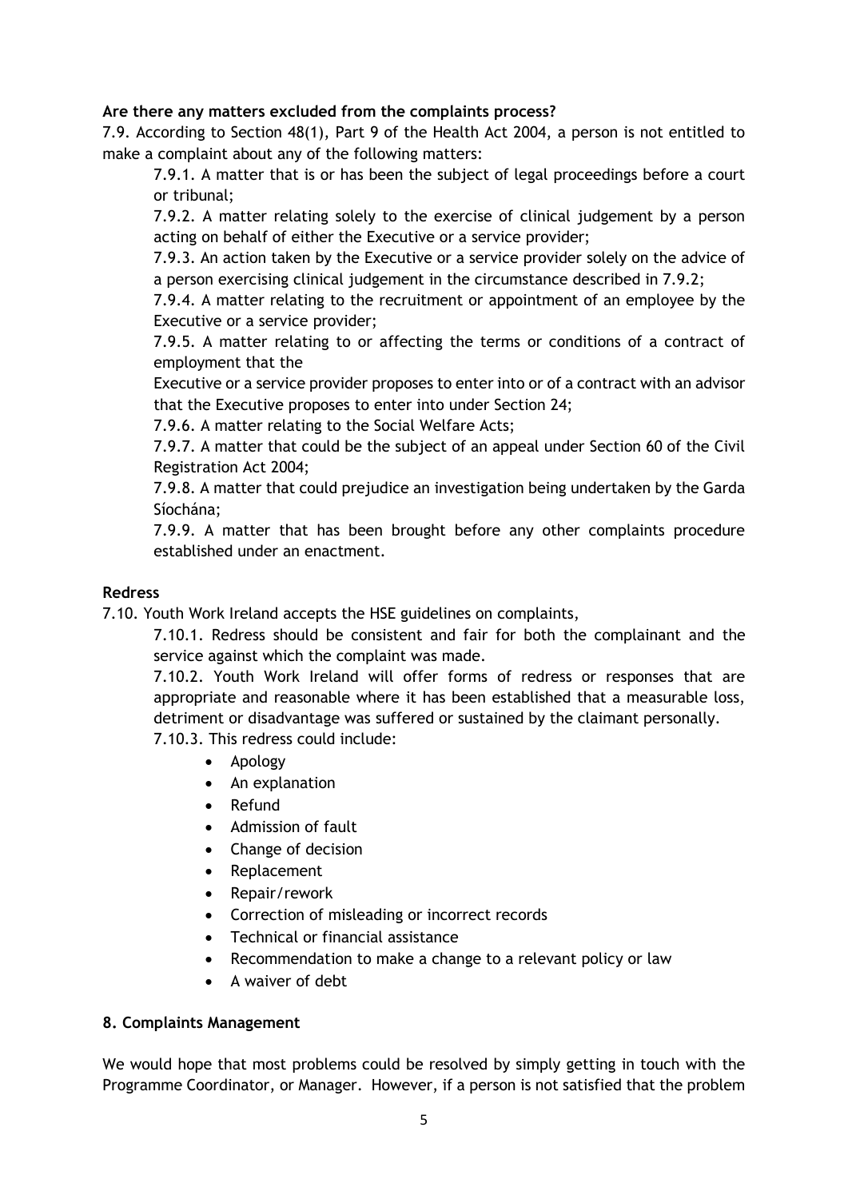**Are there any matters excluded from the complaints process?**

7.9. According to Section 48(1), Part 9 of the Health Act 2004, a person is not entitled to make a complaint about any of the following matters:

7.9.1. A matter that is or has been the subject of legal proceedings before a court or tribunal;

7.9.2. A matter relating solely to the exercise of clinical judgement by a person acting on behalf of either the Executive or a service provider;

7.9.3. An action taken by the Executive or a service provider solely on the advice of a person exercising clinical judgement in the circumstance described in 7.9.2;

7.9.4. A matter relating to the recruitment or appointment of an employee by the Executive or a service provider;

7.9.5. A matter relating to or affecting the terms or conditions of a contract of employment that the Executive or a service provider proposes to enter into or of a contract with an advisor that the Executive proposes to enter into under Section 24;

7.9.6. A matter relating to the Social Welfare Acts;

7.9.7. A matter that could be the subject of an appeal under Section 60 of the Civil Registration Act 2004;

7.9.8. A matter that could prejudice an investigation being undertaken by the Garda Síochána;

7.9.9. A matter that has been brought before any other complaints procedure established under an enactment.

**Redress**

7.10. Youth Work Ireland accepts the HSE guidelines on complaints,

7.10.1. Redress should be consistent and fair for both the complainant and the service against which the complaint was made.

7.10.2. Youth Work Ireland will offer forms of redress or responses that are appropriate and reasonable where it has been established that a measurable loss, detriment or disadvantage was suffered or sustained by the claimant personally.

7.10.3. This redress could include:

- Apology
- An explanation
- Refund
- Admission of fault
- Change of decision
- Replacement
- Repair/rework
- Correction of misleading or incorrect records
- Technical or financial assistance
- Recommendation to make a change to a relevant policy or law
- A waiver of debt

## 8. Complaints Management

We would hope that most problems could be resolved by simply getting in touch with the Programme Coordinator, or Manager. However, if a person is not satisfied that the problem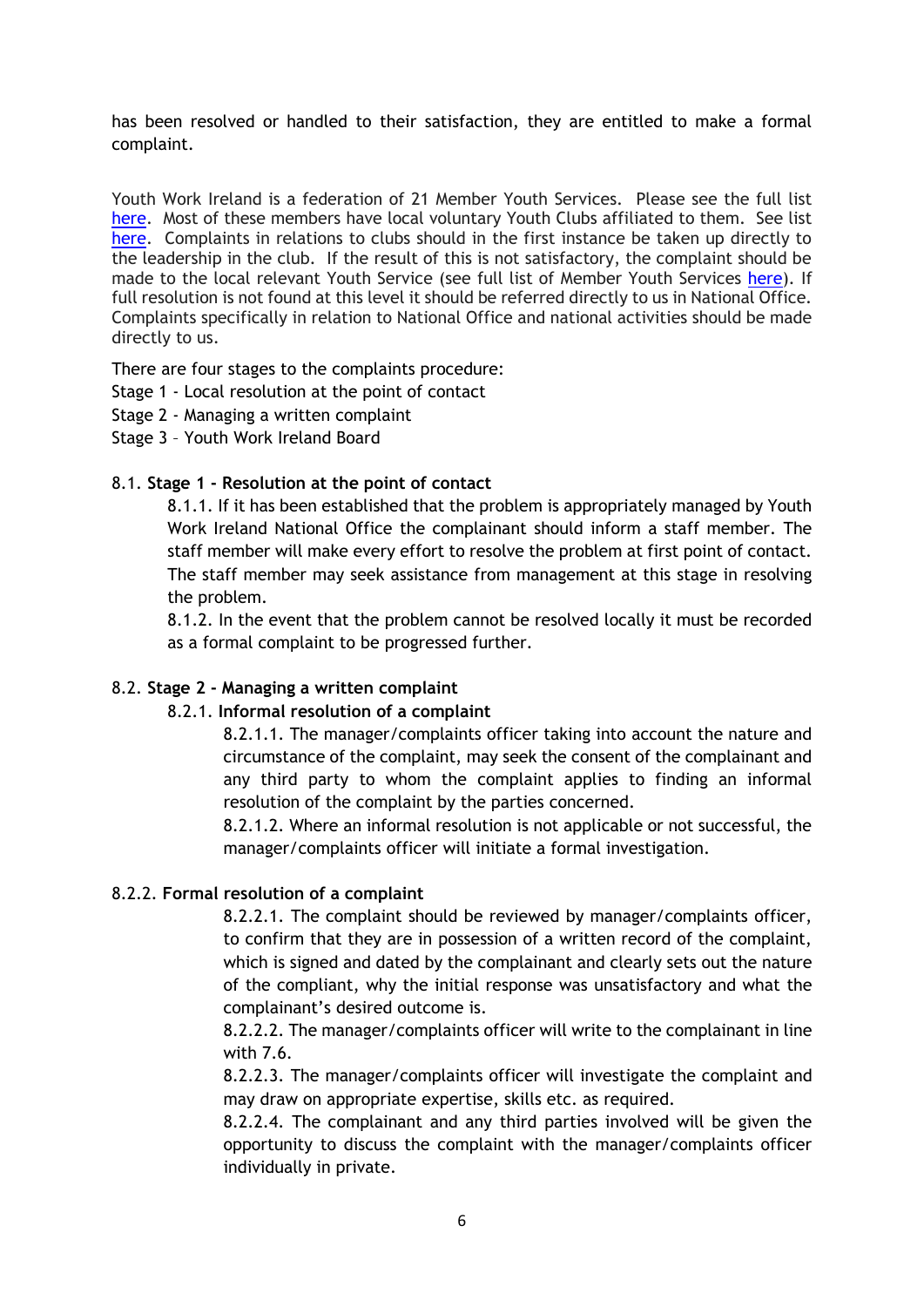has been resolved or handled to their satisfaction, they are entitled to make a formal complaint.

Youth Work Ireland is a federation of 21 Member Youth Services. Please see the full list here. Most of these members have local voluntary Youth Clubs affiliated to them. See list here. Complaints in relations to clubs should in the first instance be taken up directly to the leadership in the club. If the result of this is not satisfactory, the complaint should be made to the local relevant Youth Service (see full list of Member Youth Services here). If full resolution is not found at this level it should be referred directly to us in National Office. Complaints specifically in relation to National Office and national activities should be made directly to us.

There are four stages to the complaints procedure:
Stage 1 - Local resolution at the point of contact
Stage 2 - Managing a written complaint
Stage 3 – Youth Work Ireland Board

8.1. **Stage 1 - Resolution at the point of contact**

8.1.1. If it has been established that the problem is appropriately managed by Youth Work Ireland National Office the complainant should inform a staff member. The staff member will make every effort to resolve the problem at first point of contact. The staff member may seek assistance from management at this stage in resolving the problem.

8.1.2. In the event that the problem cannot be resolved locally it must be recorded as a formal complaint to be progressed further.

8.2. **Stage 2 - Managing a written complaint**

8.2.1. **Informal resolution of a complaint**

8.2.1.1. The manager/complaints officer taking into account the nature and circumstance of the complaint, may seek the consent of the complainant and any third party to whom the complaint applies to finding an informal resolution of the complaint by the parties concerned.

8.2.1.2. Where an informal resolution is not applicable or not successful, the manager/complaints officer will initiate a formal investigation.

8.2.2. **Formal resolution of a complaint**

8.2.2.1. The complaint should be reviewed by manager/complaints officer, to confirm that they are in possession of a written record of the complaint, which is signed and dated by the complainant and clearly sets out the nature of the compliant, why the initial response was unsatisfactory and what the complainant's desired outcome is.

8.2.2.2. The manager/complaints officer will write to the complainant in line with 7.6.

8.2.2.3. The manager/complaints officer will investigate the complaint and may draw on appropriate expertise, skills etc. as required.

8.2.2.4. The complainant and any third parties involved will be given the opportunity to discuss the complaint with the manager/complaints officer individually in private.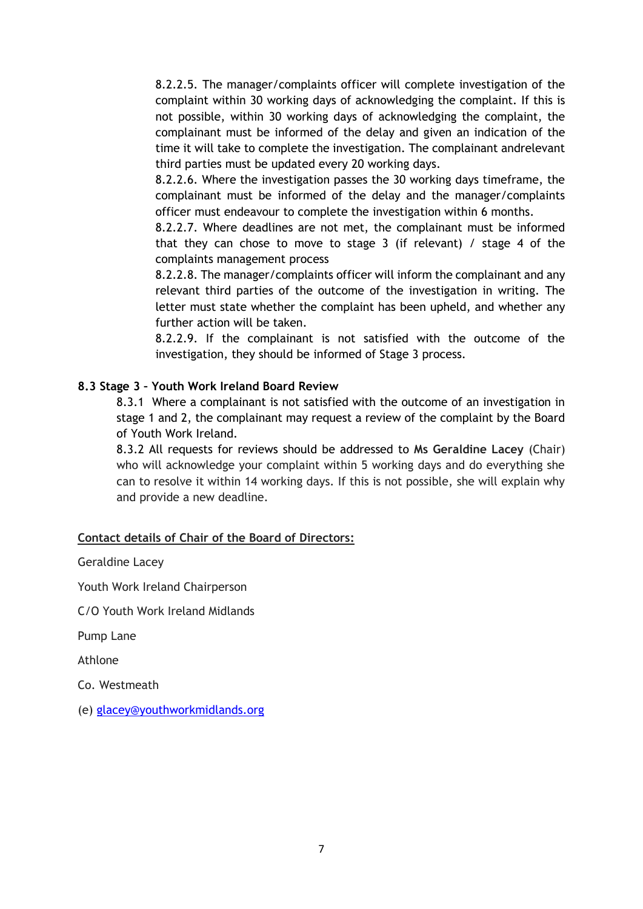8.2.2.5. The manager/complaints officer will complete investigation of the complaint within 30 working days of acknowledging the complaint. If this is not possible, within 30 working days of acknowledging the complaint, the complainant must be informed of the delay and given an indication of the time it will take to complete the investigation. The complainant andrelevant third parties must be updated every 20 working days.

8.2.2.6. Where the investigation passes the 30 working days timeframe, the complainant must be informed of the delay and the manager/complaints officer must endeavour to complete the investigation within 6 months.

8.2.2.7. Where deadlines are not met, the complainant must be informed that they can chose to move to stage 3 (if relevant) / stage 4 of the complaints management process

8.2.2.8. The manager/complaints officer will inform the complainant and any relevant third parties of the outcome of the investigation in writing. The letter must state whether the complaint has been upheld, and whether any further action will be taken.

8.2.2.9. If the complainant is not satisfied with the outcome of the investigation, they should be informed of Stage 3 process.

**8.3 Stage 3 – Youth Work Ireland Board Review**

8.3.1 Where a complainant is not satisfied with the outcome of an investigation in stage 1 and 2, the complainant may request a review of the complaint by the Board of Youth Work Ireland.

8.3.2 All requests for reviews should be addressed to **Ms Geraldine Lacey** (Chair) who will acknowledge your complaint within 5 working days and do everything she can to resolve it within 14 working days. If this is not possible, she will explain why and provide a new deadline.

**Contact details of Chair of the Board of Directors:**

Geraldine Lacey

Youth Work Ireland Chairperson

C/O Youth Work Ireland Midlands

Pump Lane

Athlone

Co. Westmeath

(e) glacey@youthworkmidlands.org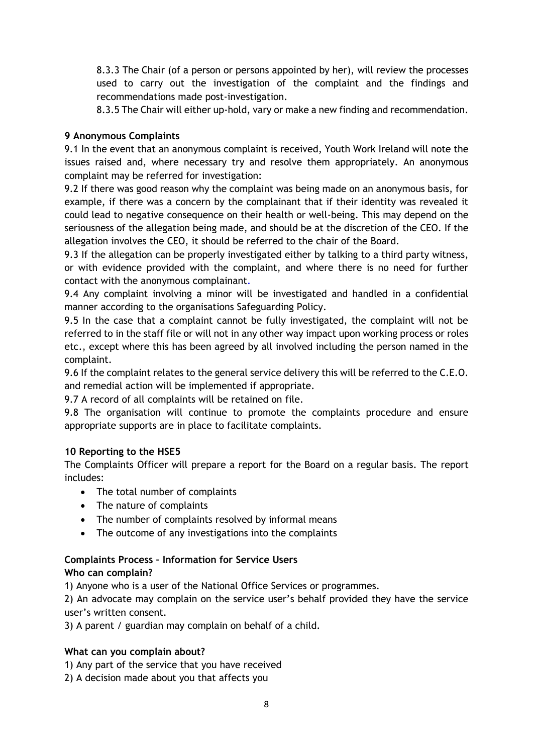8.3.3 The Chair (of a person or persons appointed by her), will review the processes used to carry out the investigation of the complaint and the findings and recommendations made post-investigation.

8.3.5 The Chair will either up-hold, vary or make a new finding and recommendation.

### 9 Anonymous Complaints

9.1 In the event that an anonymous complaint is received, Youth Work Ireland will note the issues raised and, where necessary try and resolve them appropriately. An anonymous complaint may be referred for investigation:

9.2 If there was good reason why the complaint was being made on an anonymous basis, for example, if there was a concern by the complainant that if their identity was revealed it could lead to negative consequence on their health or well-being. This may depend on the seriousness of the allegation being made, and should be at the discretion of the CEO. If the allegation involves the CEO, it should be referred to the chair of the Board.

9.3 If the allegation can be properly investigated either by talking to a third party witness, or with evidence provided with the complaint, and where there is no need for further contact with the anonymous complainant.

9.4 Any complaint involving a minor will be investigated and handled in a confidential manner according to the organisations Safeguarding Policy.

9.5 In the case that a complaint cannot be fully investigated, the complaint will not be referred to in the staff file or will not in any other way impact upon working process or roles etc., except where this has been agreed by all involved including the person named in the complaint.

9.6 If the complaint relates to the general service delivery this will be referred to the C.E.O. and remedial action will be implemented if appropriate.

9.7 A record of all complaints will be retained on file.

9.8 The organisation will continue to promote the complaints procedure and ensure appropriate supports are in place to facilitate complaints.

### 10 Reporting to the HSE5

The Complaints Officer will prepare a report for the Board on a regular basis. The report includes:

- The total number of complaints
- The nature of complaints
- The number of complaints resolved by informal means
- The outcome of any investigations into the complaints

### Complaints Process – Information for Service Users

**Who can complain?**

1) Anyone who is a user of the National Office Services or programmes.

2) An advocate may complain on the service user's behalf provided they have the service user's written consent.

3) A parent / guardian may complain on behalf of a child.

**What can you complain about?**

1) Any part of the service that you have received

2) A decision made about you that affects you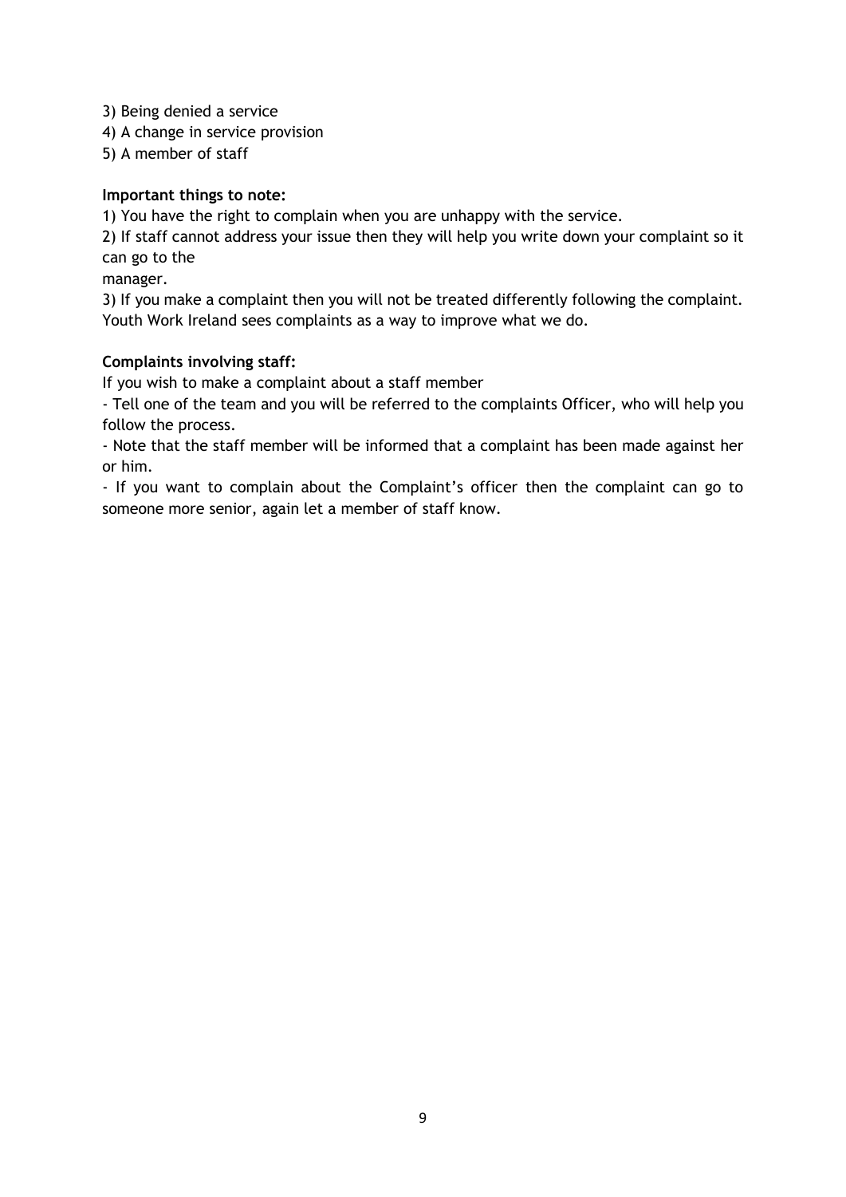3) Being denied a service
4) A change in service provision
5) A member of staff

**Important things to note:**

1) You have the right to complain when you are unhappy with the service.
2) If staff cannot address your issue then they will help you write down your complaint so it can go to the manager.
3) If you make a complaint then you will not be treated differently following the complaint. Youth Work Ireland sees complaints as a way to improve what we do.

**Complaints involving staff:**

If you wish to make a complaint about a staff member

- Tell one of the team and you will be referred to the complaints Officer, who will help you follow the process.
- Note that the staff member will be informed that a complaint has been made against her or him.
- If you want to complain about the Complaint's officer then the complaint can go to someone more senior, again let a member of staff know.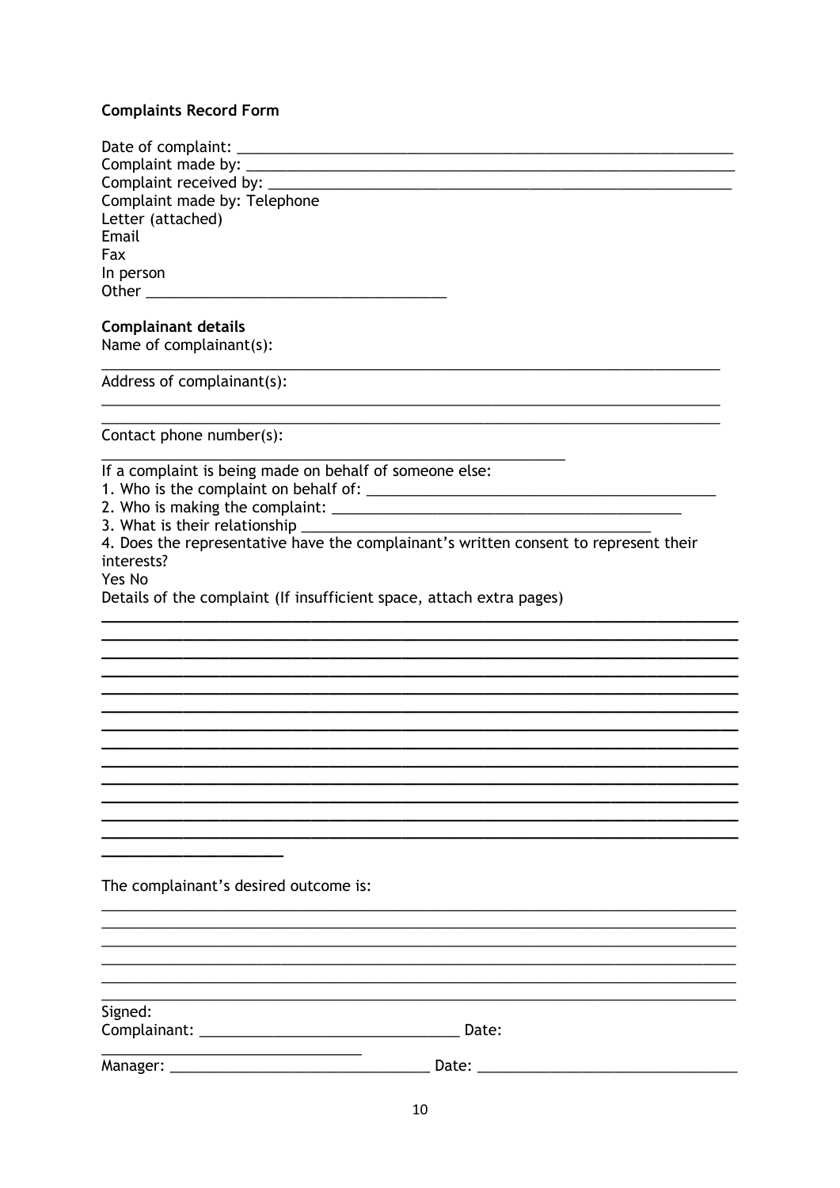**Complaints Record Form**

Date of complaint: ______________________________________________________________
Complaint made by: ______________________________________________________________
Complaint received by: ___________________________________________________________
Complaint made by: Telephone
Letter (attached)
Email
Fax
In person
Other ____________________________________

**Complainant details**
Name of complainant(s):

_____________________________________________________________________________

Address of complainant(s):

_____________________________________________________________________________
_____________________________________________________________________________

Contact phone number(s):

_______________________________________________________

If a complaint is being made on behalf of someone else:
1. Who is the complaint on behalf of: ___________________________________________
2. Who is making the complaint: _______________________________________________
3. What is their relationship __________________________________________
4. Does the representative have the complainant's written consent to represent their interests?
Yes No
Details of the complaint (If insufficient space, attach extra pages)

_____________________________________________________________________________
_____________________________________________________________________________
_____________________________________________________________________________
_____________________________________________________________________________
_____________________________________________________________________________
_____________________________________________________________________________
_____________________________________________________________________________
_____________________________________________________________________________
_____________________________________________________________________________
_____________________________________________________________________________
_____________________________________________________________________________
_____________________________________________________________________________
_____________________________________________________________________________
_____________________

The complainant's desired outcome is:

_____________________________________________________________________________
_____________________________________________________________________________
_____________________________________________________________________________
_____________________________________________________________________________
_____________________________________________________________________________
_____________________________________________________________________________

Signed:
Complainant: _______________________________ Date:
_______________________________
Manager: _______________________________ Date: _______________________________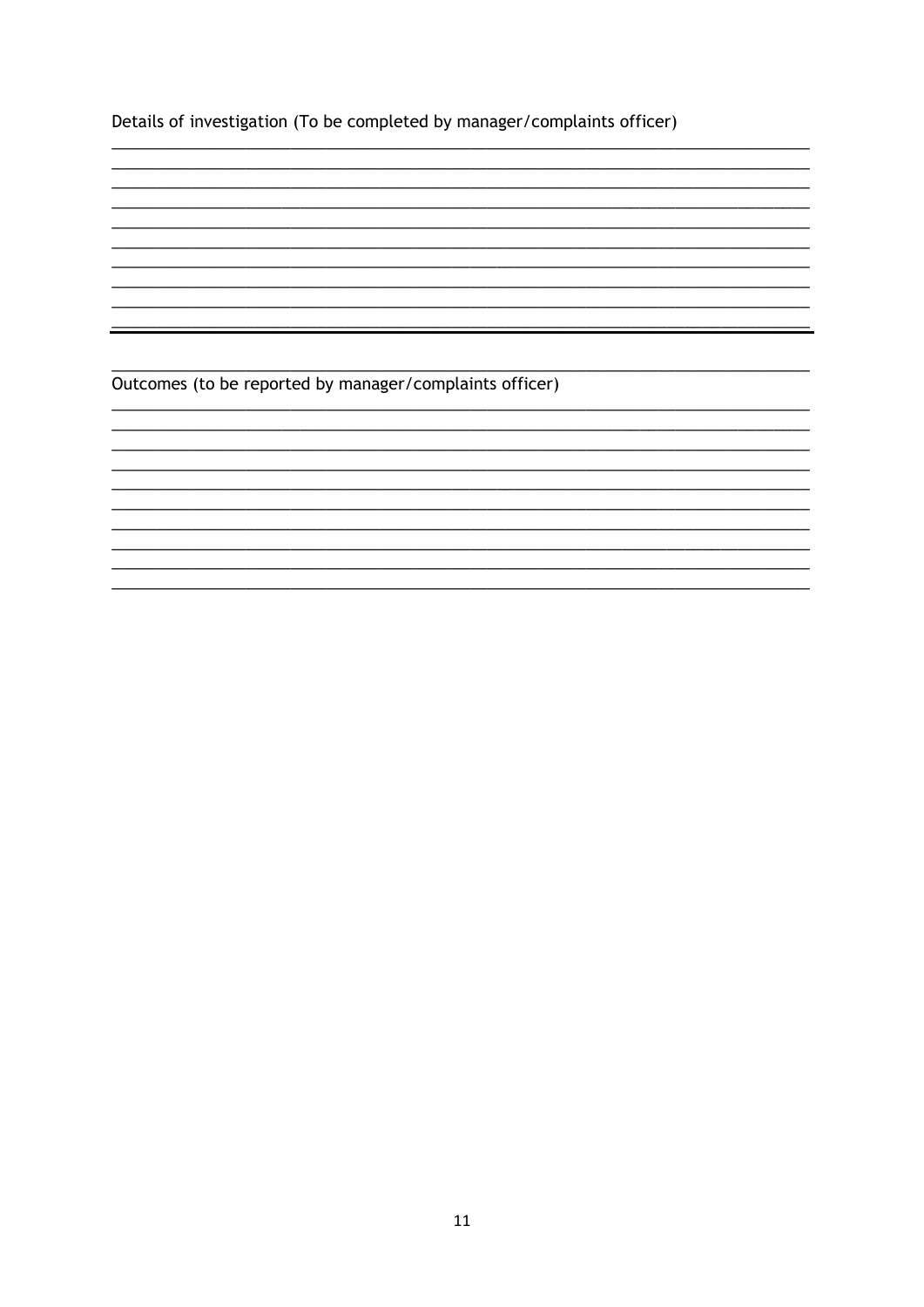Details of investigation (To be completed by manager/complaints officer)

\_\_\_\_\_\_\_\_\_\_\_\_\_\_\_\_\_\_\_\_\_\_\_\_\_\_\_\_\_\_\_\_\_\_\_\_\_\_\_\_\_\_\_\_\_\_\_\_\_\_\_\_\_\_\_\_\_\_\_\_\_\_\_\_\_\_\_\_\_\_\_\_\_\_\_\_\_\_

\_\_\_\_\_\_\_\_\_\_\_\_\_\_\_\_\_\_\_\_\_\_\_\_\_\_\_\_\_\_\_\_\_\_\_\_\_\_\_\_\_\_\_\_\_\_\_\_\_\_\_\_\_\_\_\_\_\_\_\_\_\_\_\_\_\_\_\_\_\_\_\_\_\_\_\_\_\_

\_\_\_\_\_\_\_\_\_\_\_\_\_\_\_\_\_\_\_\_\_\_\_\_\_\_\_\_\_\_\_\_\_\_\_\_\_\_\_\_\_\_\_\_\_\_\_\_\_\_\_\_\_\_\_\_\_\_\_\_\_\_\_\_\_\_\_\_\_\_\_\_\_\_\_\_\_\_

\_\_\_\_\_\_\_\_\_\_\_\_\_\_\_\_\_\_\_\_\_\_\_\_\_\_\_\_\_\_\_\_\_\_\_\_\_\_\_\_\_\_\_\_\_\_\_\_\_\_\_\_\_\_\_\_\_\_\_\_\_\_\_\_\_\_\_\_\_\_\_\_\_\_\_\_\_\_

\_\_\_\_\_\_\_\_\_\_\_\_\_\_\_\_\_\_\_\_\_\_\_\_\_\_\_\_\_\_\_\_\_\_\_\_\_\_\_\_\_\_\_\_\_\_\_\_\_\_\_\_\_\_\_\_\_\_\_\_\_\_\_\_\_\_\_\_\_\_\_\_\_\_\_\_\_\_

\_\_\_\_\_\_\_\_\_\_\_\_\_\_\_\_\_\_\_\_\_\_\_\_\_\_\_\_\_\_\_\_\_\_\_\_\_\_\_\_\_\_\_\_\_\_\_\_\_\_\_\_\_\_\_\_\_\_\_\_\_\_\_\_\_\_\_\_\_\_\_\_\_\_\_\_\_\_

\_\_\_\_\_\_\_\_\_\_\_\_\_\_\_\_\_\_\_\_\_\_\_\_\_\_\_\_\_\_\_\_\_\_\_\_\_\_\_\_\_\_\_\_\_\_\_\_\_\_\_\_\_\_\_\_\_\_\_\_\_\_\_\_\_\_\_\_\_\_\_\_\_\_\_\_\_\_

\_\_\_\_\_\_\_\_\_\_\_\_\_\_\_\_\_\_\_\_\_\_\_\_\_\_\_\_\_\_\_\_\_\_\_\_\_\_\_\_\_\_\_\_\_\_\_\_\_\_\_\_\_\_\_\_\_\_\_\_\_\_\_\_\_\_\_\_\_\_\_\_\_\_\_\_\_\_

\_\_\_\_\_\_\_\_\_\_\_\_\_\_\_\_\_\_\_\_\_\_\_\_\_\_\_\_\_\_\_\_\_\_\_\_\_\_\_\_\_\_\_\_\_\_\_\_\_\_\_\_\_\_\_\_\_\_\_\_\_\_\_\_\_\_\_\_\_\_\_\_\_\_\_\_\_\_

\_\_\_\_\_\_\_\_\_\_\_\_\_\_\_\_\_\_\_\_\_\_\_\_\_\_\_\_\_\_\_\_\_\_\_\_\_\_\_\_\_\_\_\_\_\_\_\_\_\_\_\_\_\_\_\_\_\_\_\_\_\_\_\_\_\_\_\_\_\_\_\_\_\_\_\_\_\_

---

Outcomes (to be reported by manager/complaints officer)

\_\_\_\_\_\_\_\_\_\_\_\_\_\_\_\_\_\_\_\_\_\_\_\_\_\_\_\_\_\_\_\_\_\_\_\_\_\_\_\_\_\_\_\_\_\_\_\_\_\_\_\_\_\_\_\_\_\_\_\_\_\_\_\_\_\_\_\_\_\_\_\_\_\_\_\_\_\_

\_\_\_\_\_\_\_\_\_\_\_\_\_\_\_\_\_\_\_\_\_\_\_\_\_\_\_\_\_\_\_\_\_\_\_\_\_\_\_\_\_\_\_\_\_\_\_\_\_\_\_\_\_\_\_\_\_\_\_\_\_\_\_\_\_\_\_\_\_\_\_\_\_\_\_\_\_\_

\_\_\_\_\_\_\_\_\_\_\_\_\_\_\_\_\_\_\_\_\_\_\_\_\_\_\_\_\_\_\_\_\_\_\_\_\_\_\_\_\_\_\_\_\_\_\_\_\_\_\_\_\_\_\_\_\_\_\_\_\_\_\_\_\_\_\_\_\_\_\_\_\_\_\_\_\_\_

\_\_\_\_\_\_\_\_\_\_\_\_\_\_\_\_\_\_\_\_\_\_\_\_\_\_\_\_\_\_\_\_\_\_\_\_\_\_\_\_\_\_\_\_\_\_\_\_\_\_\_\_\_\_\_\_\_\_\_\_\_\_\_\_\_\_\_\_\_\_\_\_\_\_\_\_\_\_

\_\_\_\_\_\_\_\_\_\_\_\_\_\_\_\_\_\_\_\_\_\_\_\_\_\_\_\_\_\_\_\_\_\_\_\_\_\_\_\_\_\_\_\_\_\_\_\_\_\_\_\_\_\_\_\_\_\_\_\_\_\_\_\_\_\_\_\_\_\_\_\_\_\_\_\_\_\_

\_\_\_\_\_\_\_\_\_\_\_\_\_\_\_\_\_\_\_\_\_\_\_\_\_\_\_\_\_\_\_\_\_\_\_\_\_\_\_\_\_\_\_\_\_\_\_\_\_\_\_\_\_\_\_\_\_\_\_\_\_\_\_\_\_\_\_\_\_\_\_\_\_\_\_\_\_\_

\_\_\_\_\_\_\_\_\_\_\_\_\_\_\_\_\_\_\_\_\_\_\_\_\_\_\_\_\_\_\_\_\_\_\_\_\_\_\_\_\_\_\_\_\_\_\_\_\_\_\_\_\_\_\_\_\_\_\_\_\_\_\_\_\_\_\_\_\_\_\_\_\_\_\_\_\_\_

\_\_\_\_\_\_\_\_\_\_\_\_\_\_\_\_\_\_\_\_\_\_\_\_\_\_\_\_\_\_\_\_\_\_\_\_\_\_\_\_\_\_\_\_\_\_\_\_\_\_\_\_\_\_\_\_\_\_\_\_\_\_\_\_\_\_\_\_\_\_\_\_\_\_\_\_\_\_

\_\_\_\_\_\_\_\_\_\_\_\_\_\_\_\_\_\_\_\_\_\_\_\_\_\_\_\_\_\_\_\_\_\_\_\_\_\_\_\_\_\_\_\_\_\_\_\_\_\_\_\_\_\_\_\_\_\_\_\_\_\_\_\_\_\_\_\_\_\_\_\_\_\_\_\_\_\_

\_\_\_\_\_\_\_\_\_\_\_\_\_\_\_\_\_\_\_\_\_\_\_\_\_\_\_\_\_\_\_\_\_\_\_\_\_\_\_\_\_\_\_\_\_\_\_\_\_\_\_\_\_\_\_\_\_\_\_\_\_\_\_\_\_\_\_\_\_\_\_\_\_\_\_\_\_\_